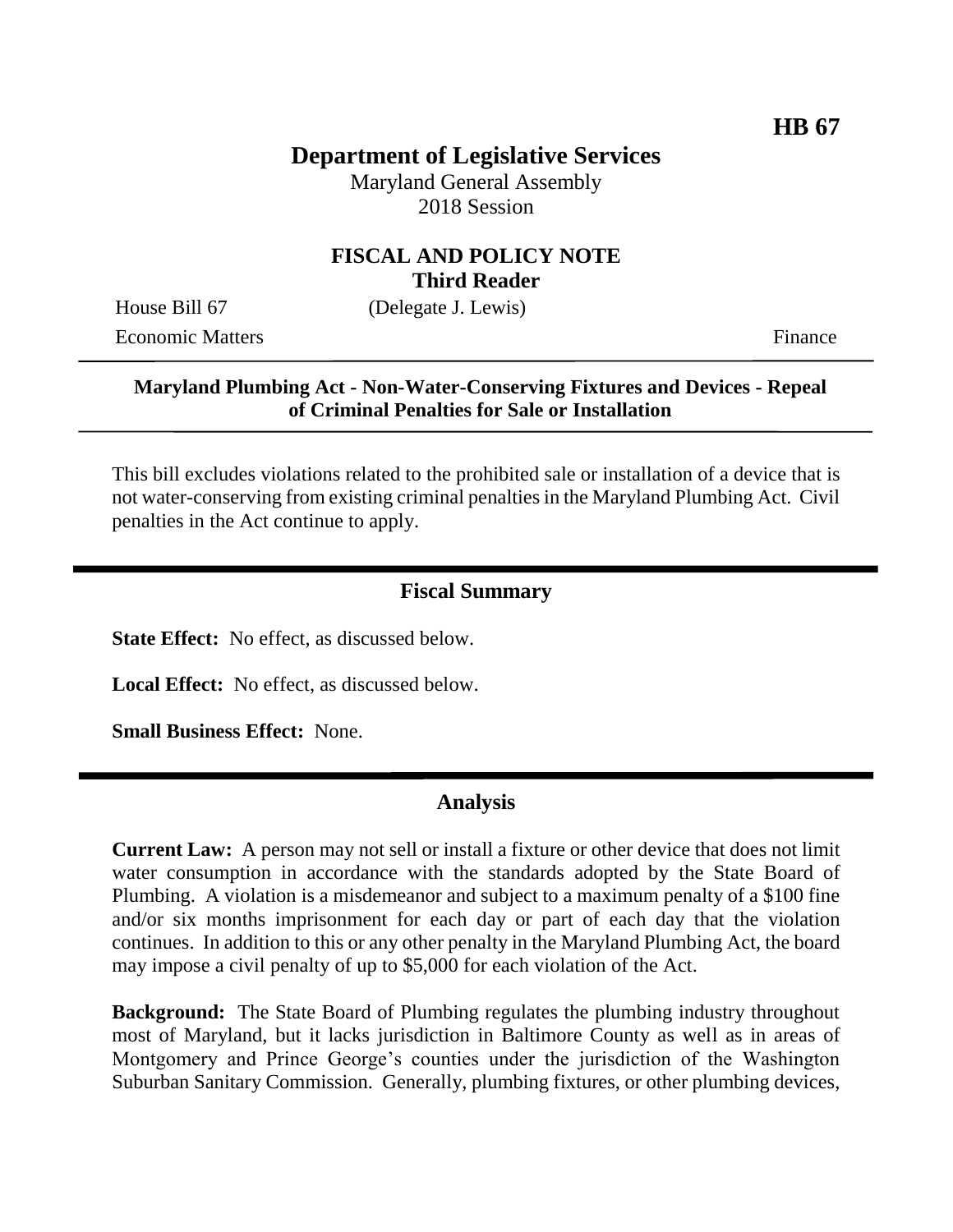HB 67

# Department of Legislative Services

Maryland General Assembly
2018 Session

## FISCAL AND POLICY NOTE
**Third Reader**

House Bill 67 (Delegate J. Lewis)

Economic Matters Finance

**Maryland Plumbing Act - Non-Water-Conserving Fixtures and Devices - Repeal of Criminal Penalties for Sale or Installation**

This bill excludes violations related to the prohibited sale or installation of a device that is not water-conserving from existing criminal penalties in the Maryland Plumbing Act. Civil penalties in the Act continue to apply.

## Fiscal Summary

**State Effect:** No effect, as discussed below.

**Local Effect:** No effect, as discussed below.

**Small Business Effect:** None.

## Analysis

**Current Law:** A person may not sell or install a fixture or other device that does not limit water consumption in accordance with the standards adopted by the State Board of Plumbing. A violation is a misdemeanor and subject to a maximum penalty of a $100 fine and/or six months imprisonment for each day or part of each day that the violation continues. In addition to this or any other penalty in the Maryland Plumbing Act, the board may impose a civil penalty of up to $5,000 for each violation of the Act.

**Background:** The State Board of Plumbing regulates the plumbing industry throughout most of Maryland, but it lacks jurisdiction in Baltimore County as well as in areas of Montgomery and Prince George's counties under the jurisdiction of the Washington Suburban Sanitary Commission. Generally, plumbing fixtures, or other plumbing devices,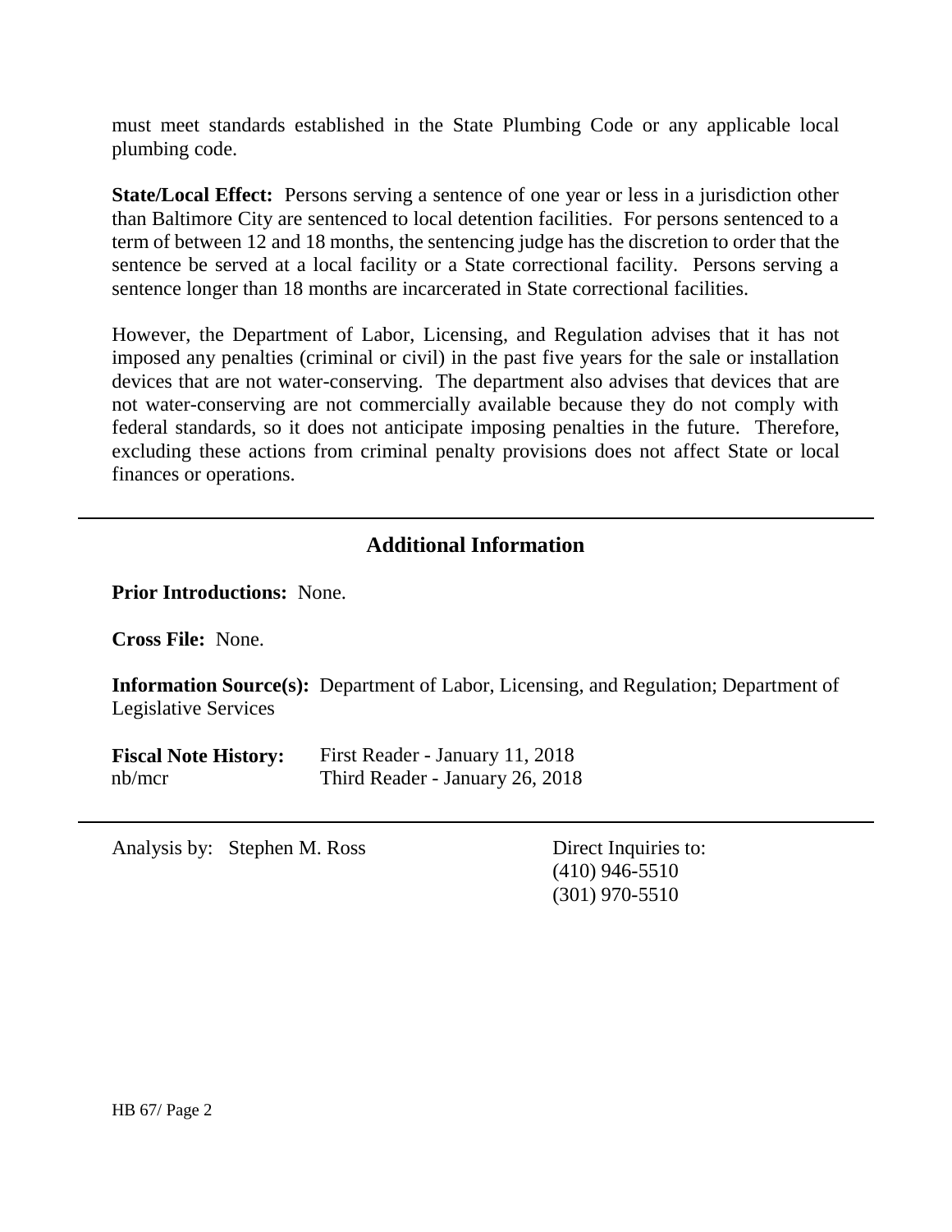must meet standards established in the State Plumbing Code or any applicable local plumbing code.

**State/Local Effect:** Persons serving a sentence of one year or less in a jurisdiction other than Baltimore City are sentenced to local detention facilities. For persons sentenced to a term of between 12 and 18 months, the sentencing judge has the discretion to order that the sentence be served at a local facility or a State correctional facility. Persons serving a sentence longer than 18 months are incarcerated in State correctional facilities.

However, the Department of Labor, Licensing, and Regulation advises that it has not imposed any penalties (criminal or civil) in the past five years for the sale or installation devices that are not water-conserving. The department also advises that devices that are not water-conserving are not commercially available because they do not comply with federal standards, so it does not anticipate imposing penalties in the future. Therefore, excluding these actions from criminal penalty provisions does not affect State or local finances or operations.

## Additional Information

**Prior Introductions:** None.

**Cross File:** None.

**Information Source(s):** Department of Labor, Licensing, and Regulation; Department of Legislative Services

**Fiscal Note History:** First Reader - January 11, 2018
nb/mcr Third Reader - January 26, 2018

Analysis by: Stephen M. Ross

Direct Inquiries to:
(410) 946-5510
(301) 970-5510